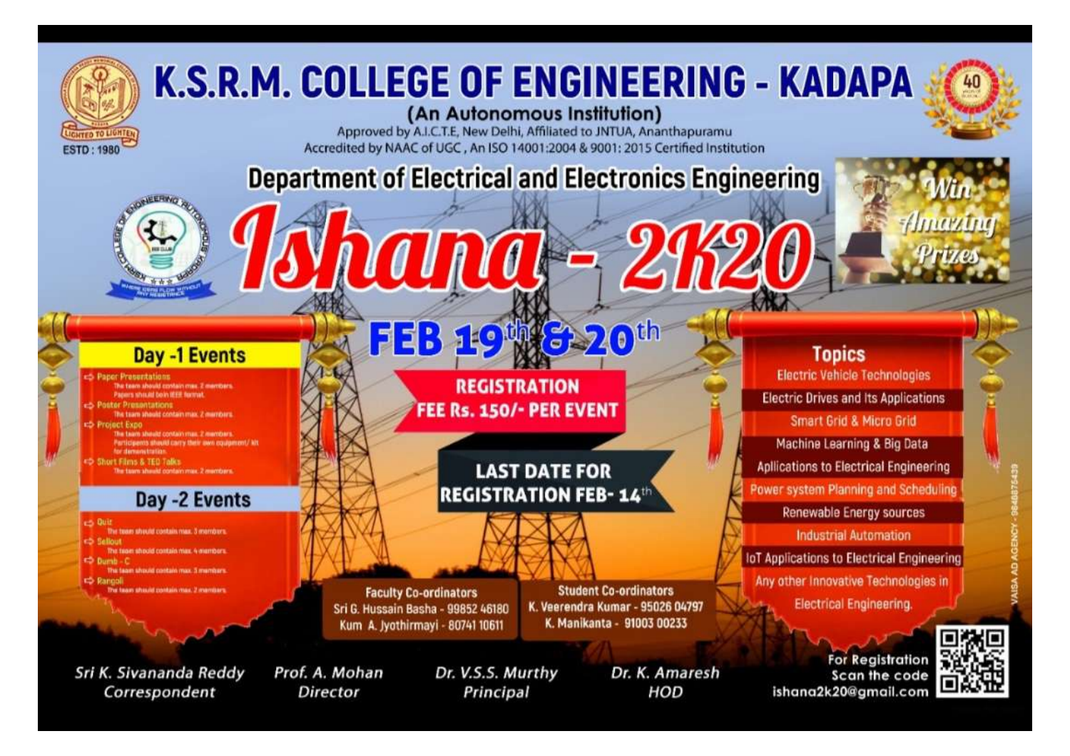# K.S.R.M. COLLEGE OF ENGINEERING - KADAPA

**(An Autonomous Institution)**

Approved by A.I.C.T.E, New Delhi, Affiliated to JNTUA, Ananthapuramu

Accredited by NAAC of UGC, An ISO 14001:2004 & 9001: 2015 Certified Institution

ESTD : 1980

## Department of Electrical and Electronics Engineering

# Ishana - 2K20

**Win Amazing Prizes**

## FEB 19th & 20th

**REGISTRATION FEE Rs. 150/- PER EVENT**

**LAST DATE FOR REGISTRATION FEB- 14th**

### Day -1 Events

- Paper Presentations
  - The team should contain max. 2 members.
  - Papers should be in IEEE format.
- Poster Presentations
  - The team should contain max. 2 members.
- Project Expo
  - The team should contain max. 2 members.
  - Participants should carry their own equipment/ kit for demonstration.
- Short Films & TED Talks
  - The team should contain max. 2 members.

### Day -2 Events

- Quiz
  - The team should contain max. 3 members.
- Sellout
  - The team should contain max. 4 members.
- Dumb - C
  - The team should contain max. 3 members.
- Rangoli
  - The team should contain max. 2 members.

### Topics

- Electric Vehicle Technologies
- Electric Drives and Its Applications
- Smart Grid & Micro Grid
- Machine Learning & Big Data Apllications to Electrical Engineering
- Power system Planning and Scheduling
- Renewable Energy sources
- Industrial Automation
- IoT Applications to Electrical Engineering
- Any other Innovative Technologies in Electrical Engineering.

**Faculty Co-ordinators**

Sri G. Hussain Basha - 99852 46180

Kum A. Jyothirmayi - 80741 10611

**Student Co-ordinators**

K. Veerendra Kumar - 95026 04797

K. Manikanta - 91003 00233

*Sri K. Sivananda Reddy* — Correspondent

*Prof. A. Mohan* — Director

*Dr. V.S.S. Murthy* — Principal

*Dr. K. Amaresh* — HOD

For Registration Scan the code

ishana2k20@gmail.com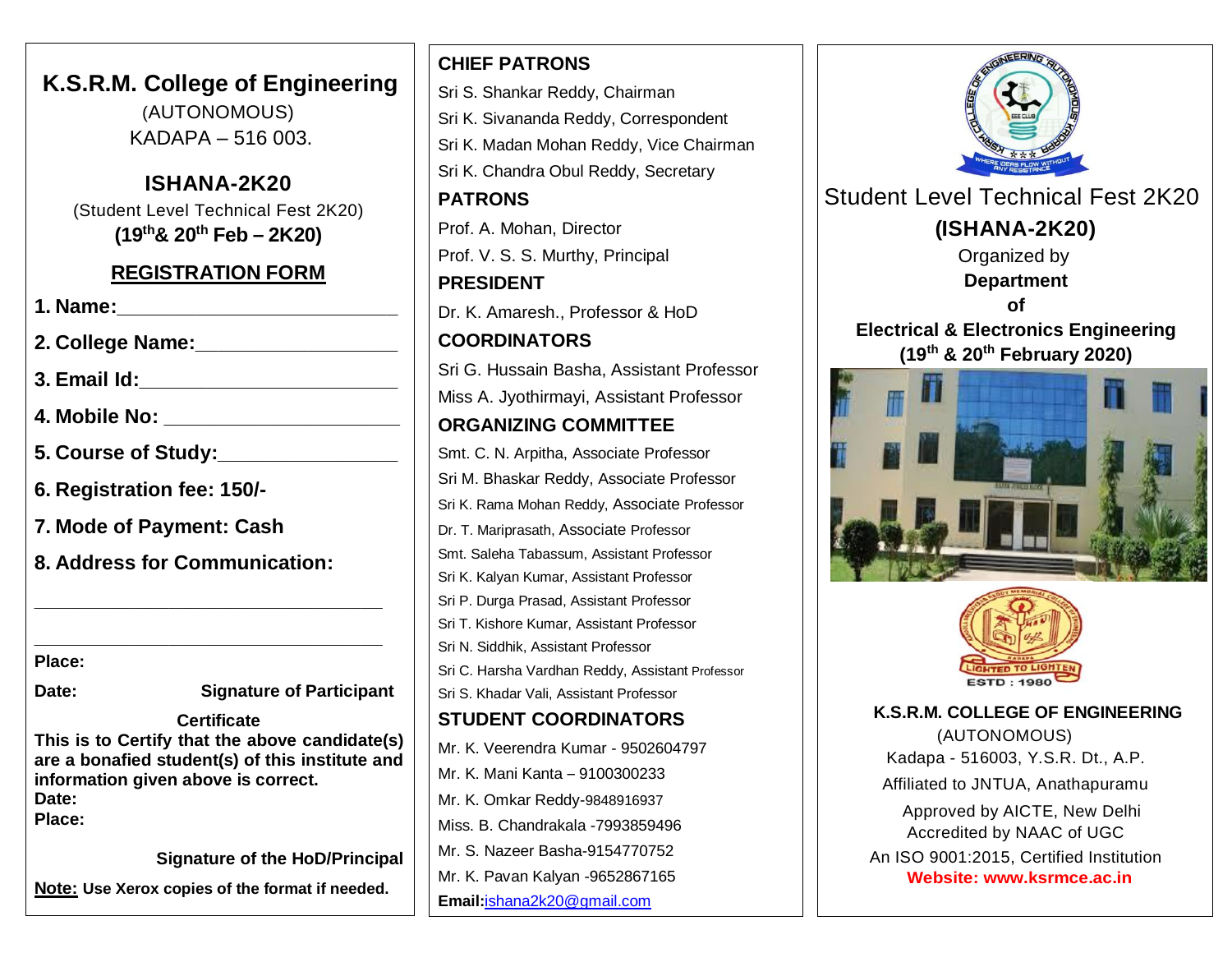# K.S.R.M. College of Engineering

(AUTONOMOUS)
KADAPA – 516 003.

## ISHANA-2K20

(Student Level Technical Fest 2K20)
**(19th & 20th Feb – 2K20)**

### REGISTRATION FORM

**1. Name:**\_\_\_\_\_\_\_\_\_\_\_\_\_\_\_\_\_\_\_\_\_\_\_\_\_

**2. College Name:**\_\_\_\_\_\_\_\_\_\_\_\_\_\_\_\_\_\_\_\_

**3. Email Id:**\_\_\_\_\_\_\_\_\_\_\_\_\_\_\_\_\_\_\_\_\_\_\_\_

**4. Mobile No:** \_\_\_\_\_\_\_\_\_\_\_\_\_\_\_\_\_\_\_\_\_\_

**5. Course of Study:**\_\_\_\_\_\_\_\_\_\_\_\_\_\_\_\_\_\_

**6. Registration fee: 150/-**

**7. Mode of Payment: Cash**

**8. Address for Communication:**

\_\_\_\_\_\_\_\_\_\_\_\_\_\_\_\_\_\_\_\_\_\_\_\_\_\_\_\_\_\_\_\_\_\_\_\_\_\_

\_\_\_\_\_\_\_\_\_\_\_\_\_\_\_\_\_\_\_\_\_\_\_\_\_\_\_\_\_\_\_\_\_\_\_\_\_\_

**Place:**

**Date:** **Signature of Participant**

**Certificate**

**This is to Certify that the above candidate(s) are a bonafied student(s) of this institute and information given above is correct.**
**Date:**
**Place:**

**Signature of the HoD/Principal**

**Note: Use Xerox copies of the format if needed.**

### CHIEF PATRONS

Sri S. Shankar Reddy, Chairman
Sri K. Sivananda Reddy, Correspondent
Sri K. Madan Mohan Reddy, Vice Chairman
Sri K. Chandra Obul Reddy, Secretary

### PATRONS

Prof. A. Mohan, Director
Prof. V. S. S. Murthy, Principal

### PRESIDENT

Dr. K. Amaresh., Professor & HoD

### COORDINATORS

Sri G. Hussain Basha, Assistant Professor
Miss A. Jyothirmayi, Assistant Professor

### ORGANIZING COMMITTEE

Smt. C. N. Arpitha, Associate Professor
Sri M. Bhaskar Reddy, Associate Professor
Sri K. Rama Mohan Reddy, Associate Professor
Dr. T. Mariprasath, Associate Professor
Smt. Saleha Tabassum, Assistant Professor
Sri K. Kalyan Kumar, Assistant Professor
Sri P. Durga Prasad, Assistant Professor
Sri T. Kishore Kumar, Assistant Professor
Sri N. Siddhik, Assistant Professor
Sri C. Harsha Vardhan Reddy, Assistant Professor
Sri S. Khadar Vali, Assistant Professor

### STUDENT COORDINATORS

Mr. K. Veerendra Kumar - 9502604797
Mr. K. Mani Kanta – 9100300233
Mr. K. Omkar Reddy-9848916937
Miss. B. Chandrakala -7993859496
Mr. S. Nazeer Basha-9154770752
Mr. K. Pavan Kalyan -9652867165
**Email:** ishana2k20@gmail.com

Student Level Technical Fest 2K20

**(ISHANA-2K20)**

Organized by
**Department**
**of**
**Electrical & Electronics Engineering**
**(19th & 20th February 2020)**

**K.S.R.M. COLLEGE OF ENGINEERING**
(AUTONOMOUS)
Kadapa - 516003, Y.S.R. Dt., A.P.
Affiliated to JNTUA, Anathapuramu
Approved by AICTE, New Delhi
Accredited by NAAC of UGC
An ISO 9001:2015, Certified Institution
**Website: www.ksrmce.ac.in**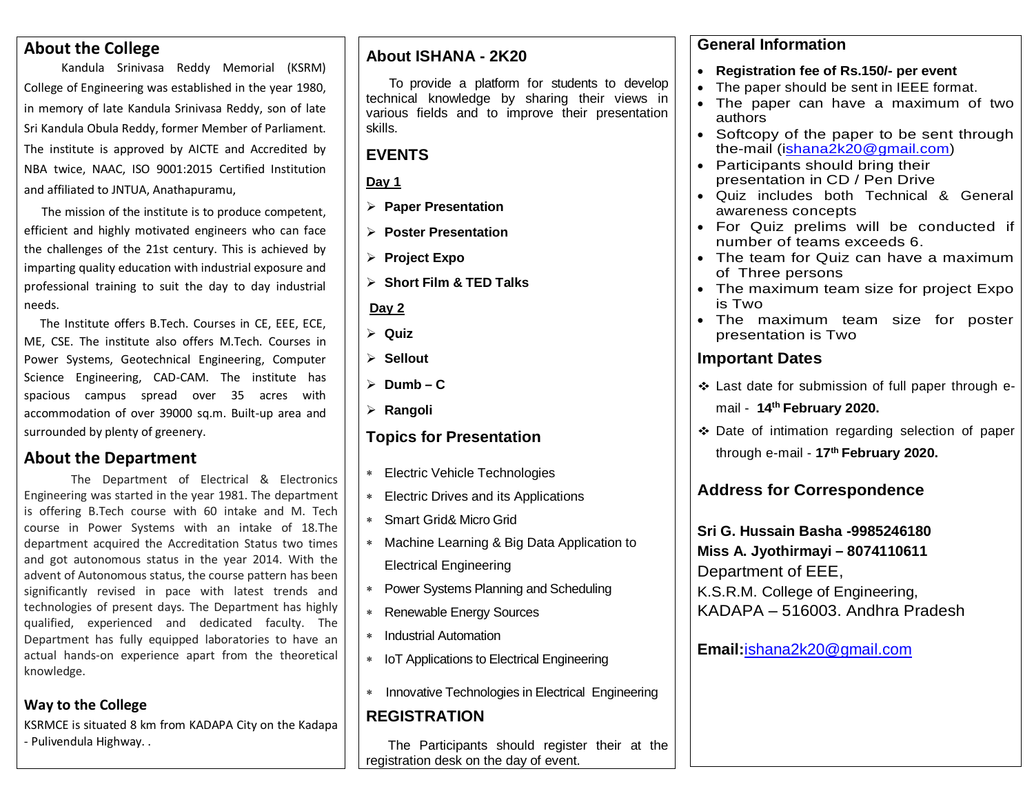## About the College

Kandula Srinivasa Reddy Memorial (KSRM) College of Engineering was established in the year 1980, in memory of late Kandula Srinivasa Reddy, son of late Sri Kandula Obula Reddy, former Member of Parliament. The institute is approved by AICTE and Accredited by NBA twice, NAAC, ISO 9001:2015 Certified Institution and affiliated to JNTUA, Anathapuramu,

The mission of the institute is to produce competent, efficient and highly motivated engineers who can face the challenges of the 21st century. This is achieved by imparting quality education with industrial exposure and professional training to suit the day to day industrial needs.

The Institute offers B.Tech. Courses in CE, EEE, ECE, ME, CSE. The institute also offers M.Tech. Courses in Power Systems, Geotechnical Engineering, Computer Science Engineering, CAD-CAM. The institute has spacious campus spread over 35 acres with accommodation of over 39000 sq.m. Built-up area and surrounded by plenty of greenery.

## About the Department

The Department of Electrical & Electronics Engineering was started in the year 1981. The department is offering B.Tech course with 60 intake and M. Tech course in Power Systems with an intake of 18.The department acquired the Accreditation Status two times and got autonomous status in the year 2014. With the advent of Autonomous status, the course pattern has been significantly revised in pace with latest trends and technologies of present days. The Department has highly qualified, experienced and dedicated faculty. The Department has fully equipped laboratories to have an actual hands-on experience apart from the theoretical knowledge.

## Way to the College

KSRMCE is situated 8 km from KADAPA City on the Kadapa - Pulivendula Highway. .

## About ISHANA - 2K20

To provide a platform for students to develop technical knowledge by sharing their views in various fields and to improve their presentation skills.

## EVENTS

**Day 1**

- **Paper Presentation**
- **Poster Presentation**
- **Project Expo**
- **Short Film & TED Talks**

**Day 2**

- **Quiz**
- **Sellout**
- **Dumb – C**
- **Rangoli**

## Topics for Presentation

- Electric Vehicle Technologies
- Electric Drives and its Applications
- Smart Grid& Micro Grid
- Machine Learning & Big Data Application to Electrical Engineering
- Power Systems Planning and Scheduling
- Renewable Energy Sources
- Industrial Automation
- IoT Applications to Electrical Engineering
- Innovative Technologies in Electrical Engineering

## REGISTRATION

The Participants should register their at the registration desk on the day of event.

## General Information

- **Registration fee of Rs.150/- per event**
- The paper should be sent in IEEE format.
- The paper can have a maximum of two authors
- Softcopy of the paper to be sent through the-mail (ishana2k20@gmail.com)
- Participants should bring their presentation in CD / Pen Drive
- Quiz includes both Technical & General awareness concepts
- For Quiz prelims will be conducted if number of teams exceeds 6.
- The team for Quiz can have a maximum of Three persons
- The maximum team size for project Expo is Two
- The maximum team size for poster presentation is Two

## Important Dates

- Last date for submission of full paper through e-mail - **14th February 2020.**
- Date of intimation regarding selection of paper through e-mail - **17th February 2020.**

## Address for Correspondence

**Sri G. Hussain Basha -9985246180**
**Miss A. Jyothirmayi – 8074110611**
Department of EEE,
K.S.R.M. College of Engineering,
KADAPA – 516003. Andhra Pradesh

**Email:**ishana2k20@gmail.com